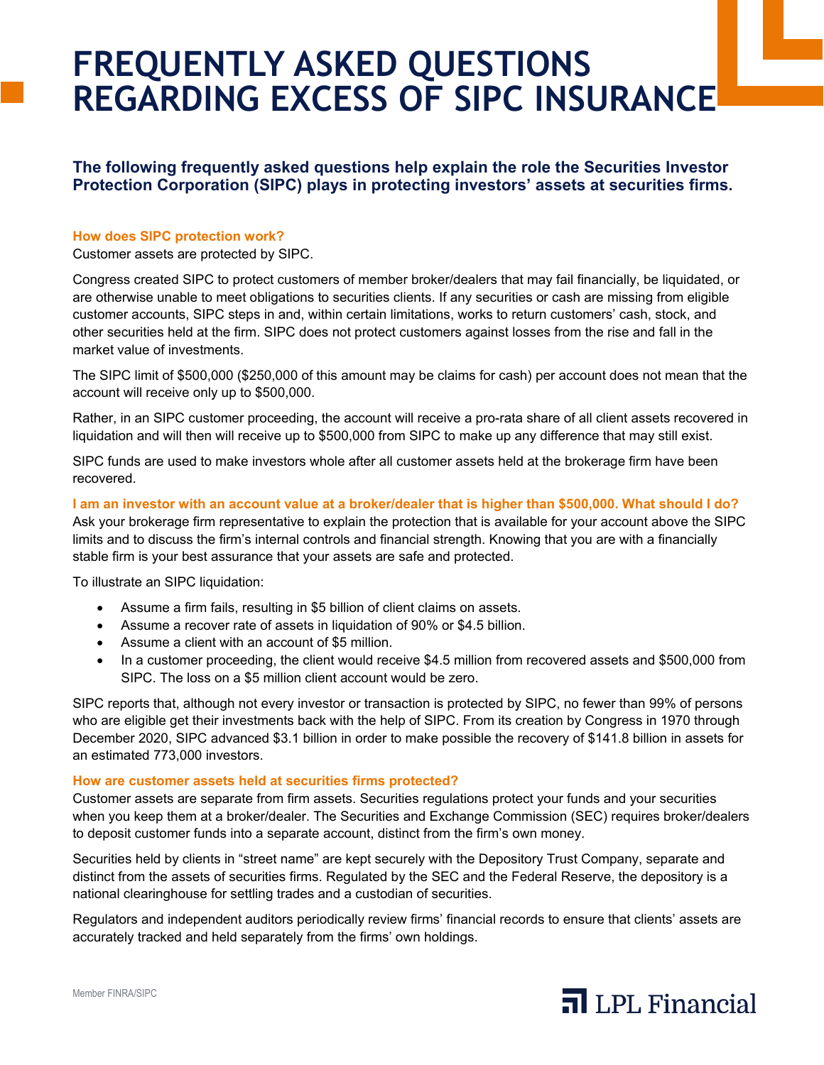# FREQUENTLY ASKED QUESTIONS REGARDING EXCESS OF SIPC INSURANCE

**The following frequently asked questions help explain the role the Securities Investor Protection Corporation (SIPC) plays in protecting investors' assets at securities firms.**

### How does SIPC protection work?

Customer assets are protected by SIPC.

Congress created SIPC to protect customers of member broker/dealers that may fail financially, be liquidated, or are otherwise unable to meet obligations to securities clients. If any securities or cash are missing from eligible customer accounts, SIPC steps in and, within certain limitations, works to return customers' cash, stock, and other securities held at the firm. SIPC does not protect customers against losses from the rise and fall in the market value of investments.

The SIPC limit of $500,000 ($250,000 of this amount may be claims for cash) per account does not mean that the account will receive only up to $500,000.

Rather, in an SIPC customer proceeding, the account will receive a pro-rata share of all client assets recovered in liquidation and will then will receive up to $500,000 from SIPC to make up any difference that may still exist.

SIPC funds are used to make investors whole after all customer assets held at the brokerage firm have been recovered.

### I am an investor with an account value at a broker/dealer that is higher than $500,000. What should I do?

Ask your brokerage firm representative to explain the protection that is available for your account above the SIPC limits and to discuss the firm's internal controls and financial strength. Knowing that you are with a financially stable firm is your best assurance that your assets are safe and protected.

To illustrate an SIPC liquidation:

- Assume a firm fails, resulting in $5 billion of client claims on assets.
- Assume a recover rate of assets in liquidation of 90% or $4.5 billion.
- Assume a client with an account of $5 million.
- In a customer proceeding, the client would receive $4.5 million from recovered assets and $500,000 from SIPC. The loss on a $5 million client account would be zero.

SIPC reports that, although not every investor or transaction is protected by SIPC, no fewer than 99% of persons who are eligible get their investments back with the help of SIPC. From its creation by Congress in 1970 through December 2020, SIPC advanced $3.1 billion in order to make possible the recovery of $141.8 billion in assets for an estimated 773,000 investors.

### How are customer assets held at securities firms protected?

Customer assets are separate from firm assets. Securities regulations protect your funds and your securities when you keep them at a broker/dealer. The Securities and Exchange Commission (SEC) requires broker/dealers to deposit customer funds into a separate account, distinct from the firm's own money.

Securities held by clients in "street name" are kept securely with the Depository Trust Company, separate and distinct from the assets of securities firms. Regulated by the SEC and the Federal Reserve, the depository is a national clearinghouse for settling trades and a custodian of securities.

Regulators and independent auditors periodically review firms' financial records to ensure that clients' assets are accurately tracked and held separately from the firms' own holdings.

Member FINRA/SIPC

LPL Financial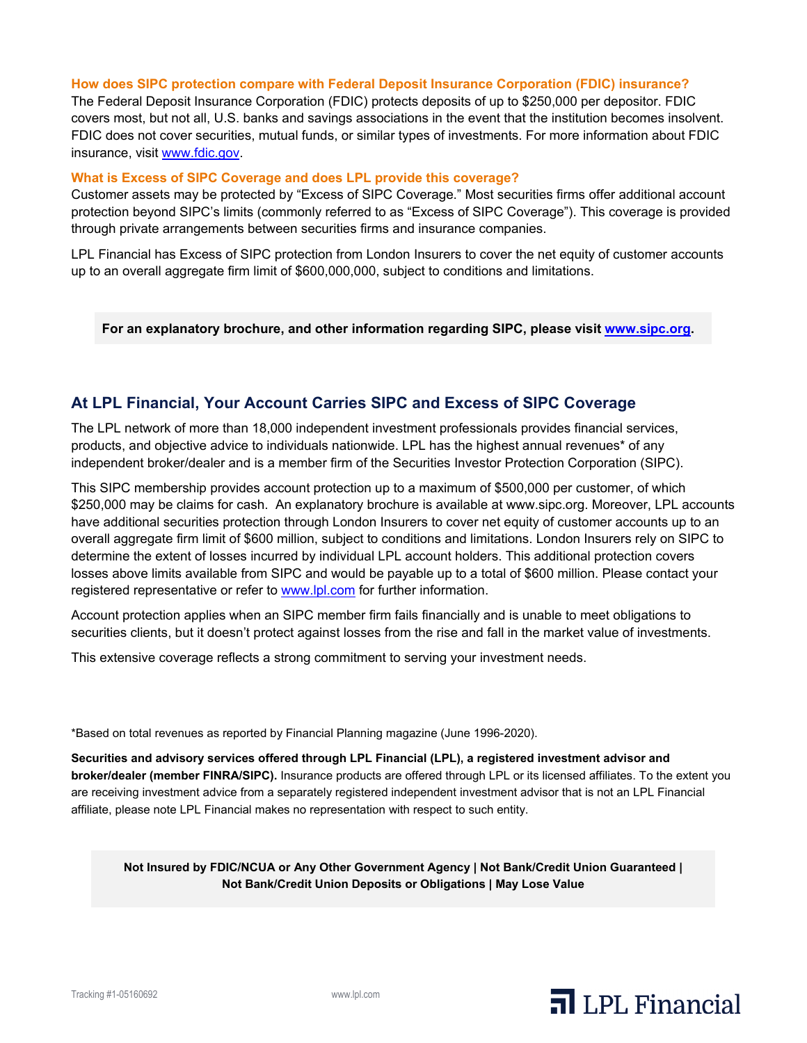### How does SIPC protection compare with Federal Deposit Insurance Corporation (FDIC) insurance?

The Federal Deposit Insurance Corporation (FDIC) protects deposits of up to $250,000 per depositor. FDIC covers most, but not all, U.S. banks and savings associations in the event that the institution becomes insolvent. FDIC does not cover securities, mutual funds, or similar types of investments. For more information about FDIC insurance, visit www.fdic.gov.

### What is Excess of SIPC Coverage and does LPL provide this coverage?

Customer assets may be protected by "Excess of SIPC Coverage." Most securities firms offer additional account protection beyond SIPC's limits (commonly referred to as "Excess of SIPC Coverage"). This coverage is provided through private arrangements between securities firms and insurance companies.

LPL Financial has Excess of SIPC protection from London Insurers to cover the net equity of customer accounts up to an overall aggregate firm limit of $600,000,000, subject to conditions and limitations.

**For an explanatory brochure, and other information regarding SIPC, please visit www.sipc.org.**

## At LPL Financial, Your Account Carries SIPC and Excess of SIPC Coverage

The LPL network of more than 18,000 independent investment professionals provides financial services, products, and objective advice to individuals nationwide. LPL has the highest annual revenues* of any independent broker/dealer and is a member firm of the Securities Investor Protection Corporation (SIPC).

This SIPC membership provides account protection up to a maximum of $500,000 per customer, of which $250,000 may be claims for cash. An explanatory brochure is available at www.sipc.org. Moreover, LPL accounts have additional securities protection through London Insurers to cover net equity of customer accounts up to an overall aggregate firm limit of $600 million, subject to conditions and limitations. London Insurers rely on SIPC to determine the extent of losses incurred by individual LPL account holders. This additional protection covers losses above limits available from SIPC and would be payable up to a total of $600 million. Please contact your registered representative or refer to www.lpl.com for further information.

Account protection applies when an SIPC member firm fails financially and is unable to meet obligations to securities clients, but it doesn't protect against losses from the rise and fall in the market value of investments.

This extensive coverage reflects a strong commitment to serving your investment needs.

*Based on total revenues as reported by Financial Planning magazine (June 1996-2020).

**Securities and advisory services offered through LPL Financial (LPL), a registered investment advisor and broker/dealer (member FINRA/SIPC).** Insurance products are offered through LPL or its licensed affiliates. To the extent you are receiving investment advice from a separately registered independent investment advisor that is not an LPL Financial affiliate, please note LPL Financial makes no representation with respect to such entity.

**Not Insured by FDIC/NCUA or Any Other Government Agency | Not Bank/Credit Union Guaranteed | Not Bank/Credit Union Deposits or Obligations | May Lose Value**

Tracking #1-05160692

www.lpl.com

LPL Financial